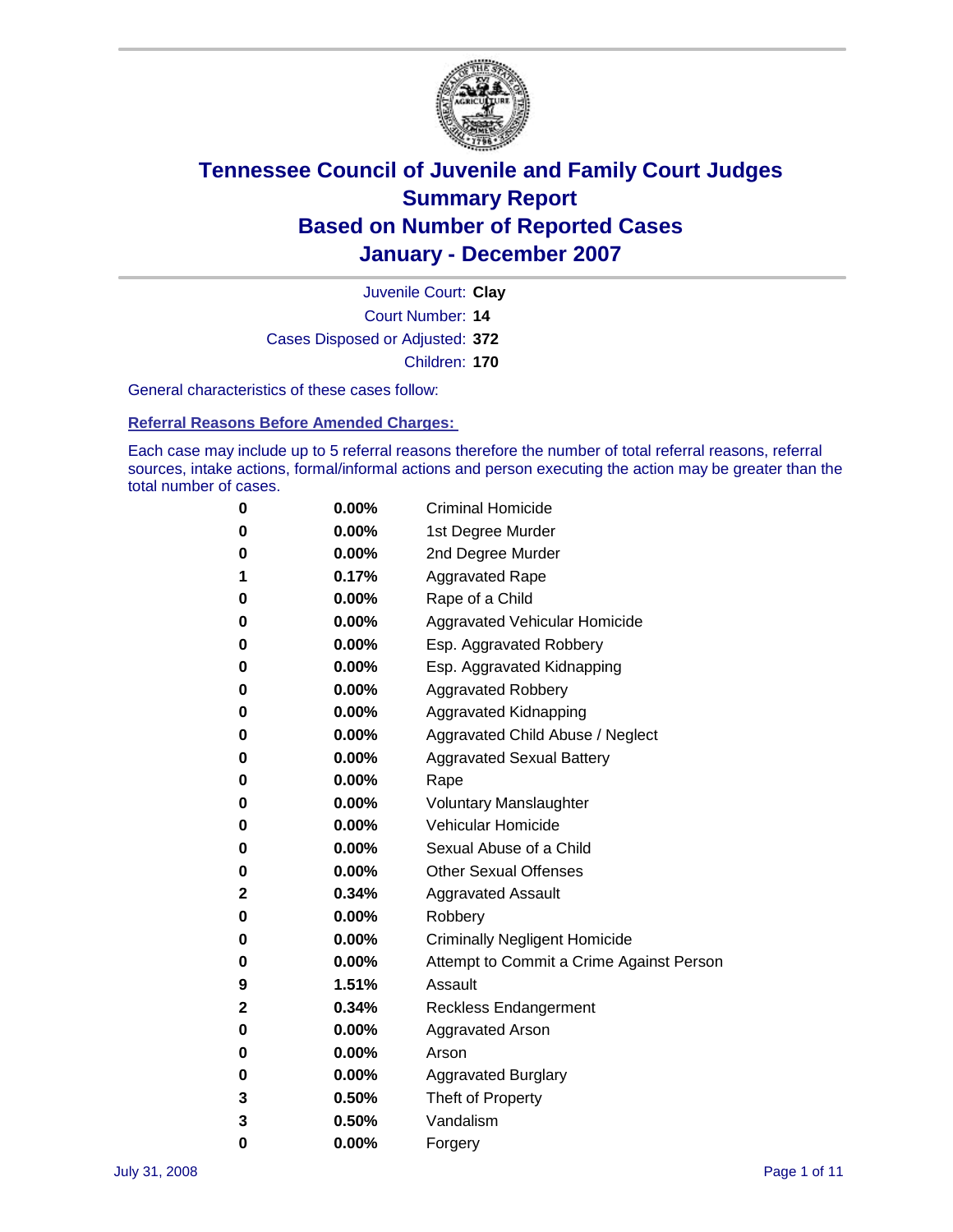# Tennessee Council of Juvenile and Family Court Judges
## Summary Report
## Based on Number of Reported Cases
## January - December 2007

Juvenile Court: **Clay**
Court Number: **14**
Cases Disposed or Adjusted: **372**
Children: **170**

General characteristics of these cases follow:

### Referral Reasons Before Amended Charges:

Each case may include up to 5 referral reasons therefore the number of total referral reasons, referral sources, intake actions, formal/informal actions and person executing the action may be greater than the total number of cases.

| | | |
|---|---|---|
| 0 | 0.00% | Criminal Homicide |
| 0 | 0.00% | 1st Degree Murder |
| 0 | 0.00% | 2nd Degree Murder |
| 1 | 0.17% | Aggravated Rape |
| 0 | 0.00% | Rape of a Child |
| 0 | 0.00% | Aggravated Vehicular Homicide |
| 0 | 0.00% | Esp. Aggravated Robbery |
| 0 | 0.00% | Esp. Aggravated Kidnapping |
| 0 | 0.00% | Aggravated Robbery |
| 0 | 0.00% | Aggravated Kidnapping |
| 0 | 0.00% | Aggravated Child Abuse / Neglect |
| 0 | 0.00% | Aggravated Sexual Battery |
| 0 | 0.00% | Rape |
| 0 | 0.00% | Voluntary Manslaughter |
| 0 | 0.00% | Vehicular Homicide |
| 0 | 0.00% | Sexual Abuse of a Child |
| 0 | 0.00% | Other Sexual Offenses |
| 2 | 0.34% | Aggravated Assault |
| 0 | 0.00% | Robbery |
| 0 | 0.00% | Criminally Negligent Homicide |
| 0 | 0.00% | Attempt to Commit a Crime Against Person |
| 9 | 1.51% | Assault |
| 2 | 0.34% | Reckless Endangerment |
| 0 | 0.00% | Aggravated Arson |
| 0 | 0.00% | Arson |
| 0 | 0.00% | Aggravated Burglary |
| 3 | 0.50% | Theft of Property |
| 3 | 0.50% | Vandalism |
| 0 | 0.00% | Forgery |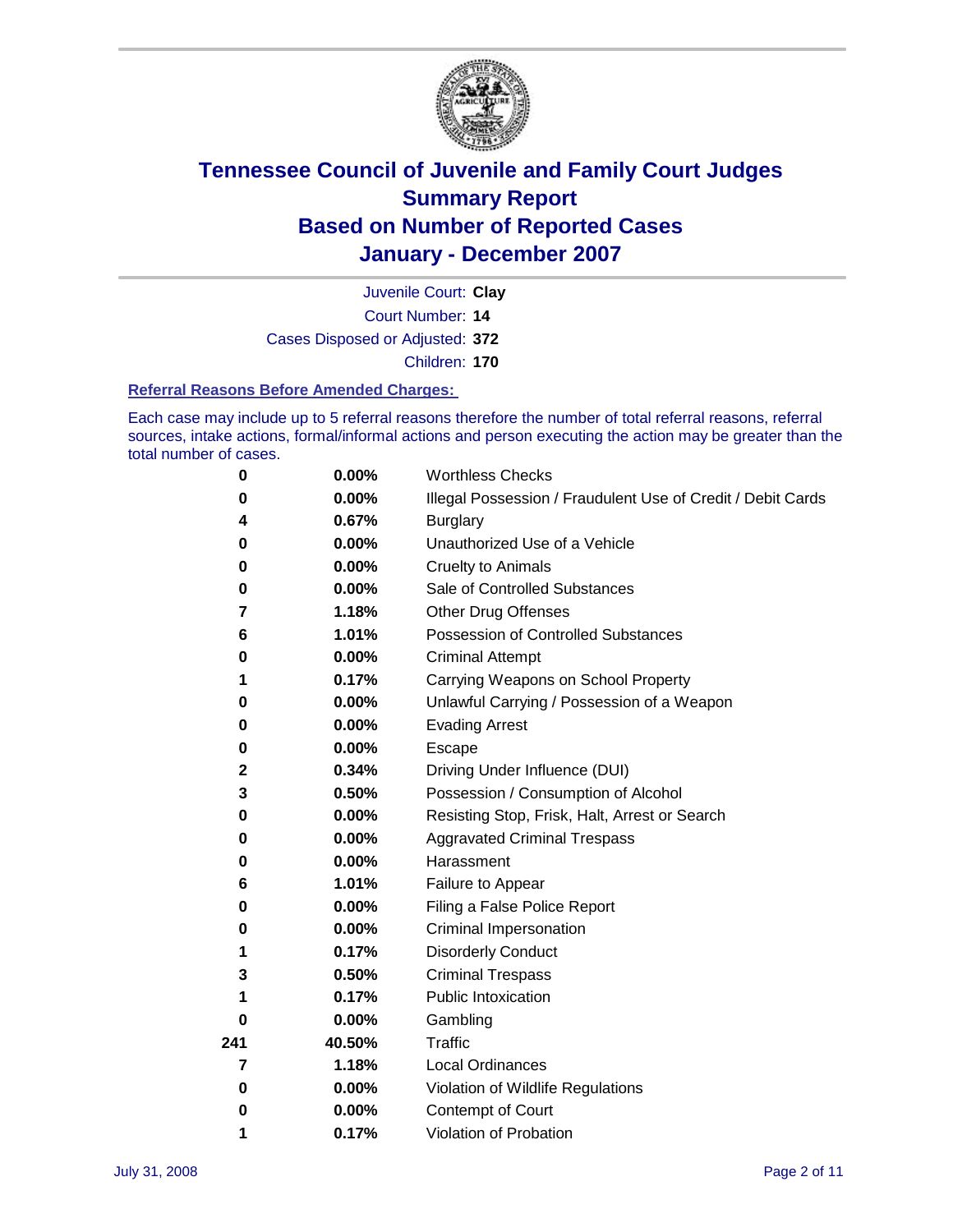# Tennessee Council of Juvenile and Family Court Judges
## Summary Report
## Based on Number of Reported Cases
## January - December 2007

Juvenile Court: **Clay**
Court Number: **14**
Cases Disposed or Adjusted: **372**
Children: **170**

### Referral Reasons Before Amended Charges:

Each case may include up to 5 referral reasons therefore the number of total referral reasons, referral sources, intake actions, formal/informal actions and person executing the action may be greater than the total number of cases.

| Count | Percent | Referral Reason |
|---|---|---|
| 0 | 0.00% | Worthless Checks |
| 0 | 0.00% | Illegal Possession / Fraudulent Use of Credit / Debit Cards |
| 4 | 0.67% | Burglary |
| 0 | 0.00% | Unauthorized Use of a Vehicle |
| 0 | 0.00% | Cruelty to Animals |
| 0 | 0.00% | Sale of Controlled Substances |
| 7 | 1.18% | Other Drug Offenses |
| 6 | 1.01% | Possession of Controlled Substances |
| 0 | 0.00% | Criminal Attempt |
| 1 | 0.17% | Carrying Weapons on School Property |
| 0 | 0.00% | Unlawful Carrying / Possession of a Weapon |
| 0 | 0.00% | Evading Arrest |
| 0 | 0.00% | Escape |
| 2 | 0.34% | Driving Under Influence (DUI) |
| 3 | 0.50% | Possession / Consumption of Alcohol |
| 0 | 0.00% | Resisting Stop, Frisk, Halt, Arrest or Search |
| 0 | 0.00% | Aggravated Criminal Trespass |
| 0 | 0.00% | Harassment |
| 6 | 1.01% | Failure to Appear |
| 0 | 0.00% | Filing a False Police Report |
| 0 | 0.00% | Criminal Impersonation |
| 1 | 0.17% | Disorderly Conduct |
| 3 | 0.50% | Criminal Trespass |
| 1 | 0.17% | Public Intoxication |
| 0 | 0.00% | Gambling |
| 241 | 40.50% | Traffic |
| 7 | 1.18% | Local Ordinances |
| 0 | 0.00% | Violation of Wildlife Regulations |
| 0 | 0.00% | Contempt of Court |
| 1 | 0.17% | Violation of Probation |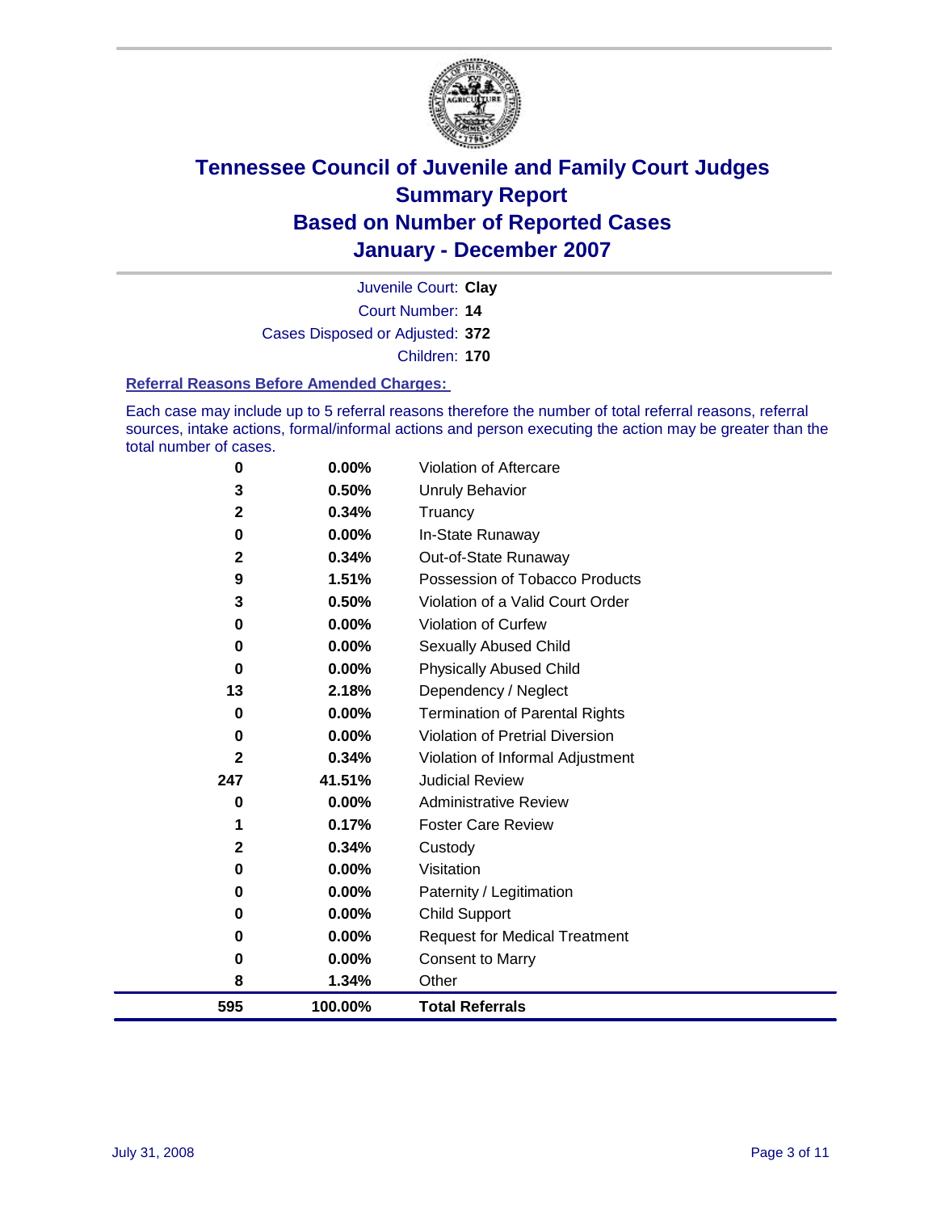# Tennessee Council of Juvenile and Family Court Judges
## Summary Report
## Based on Number of Reported Cases
## January - December 2007

Juvenile Court: **Clay**

Court Number: **14**

Cases Disposed or Adjusted: **372**

Children: **170**

### Referral Reasons Before Amended Charges:

Each case may include up to 5 referral reasons therefore the number of total referral reasons, referral sources, intake actions, formal/informal actions and person executing the action may be greater than the total number of cases.

| Count | Percent | Referral Reason |
|---|---|---|
| 0 | 0.00% | Violation of Aftercare |
| 3 | 0.50% | Unruly Behavior |
| 2 | 0.34% | Truancy |
| 0 | 0.00% | In-State Runaway |
| 2 | 0.34% | Out-of-State Runaway |
| 9 | 1.51% | Possession of Tobacco Products |
| 3 | 0.50% | Violation of a Valid Court Order |
| 0 | 0.00% | Violation of Curfew |
| 0 | 0.00% | Sexually Abused Child |
| 0 | 0.00% | Physically Abused Child |
| 13 | 2.18% | Dependency / Neglect |
| 0 | 0.00% | Termination of Parental Rights |
| 0 | 0.00% | Violation of Pretrial Diversion |
| 2 | 0.34% | Violation of Informal Adjustment |
| 247 | 41.51% | Judicial Review |
| 0 | 0.00% | Administrative Review |
| 1 | 0.17% | Foster Care Review |
| 2 | 0.34% | Custody |
| 0 | 0.00% | Visitation |
| 0 | 0.00% | Paternity / Legitimation |
| 0 | 0.00% | Child Support |
| 0 | 0.00% | Request for Medical Treatment |
| 0 | 0.00% | Consent to Marry |
| 8 | 1.34% | Other |
| **595** | **100.00%** | **Total Referrals** |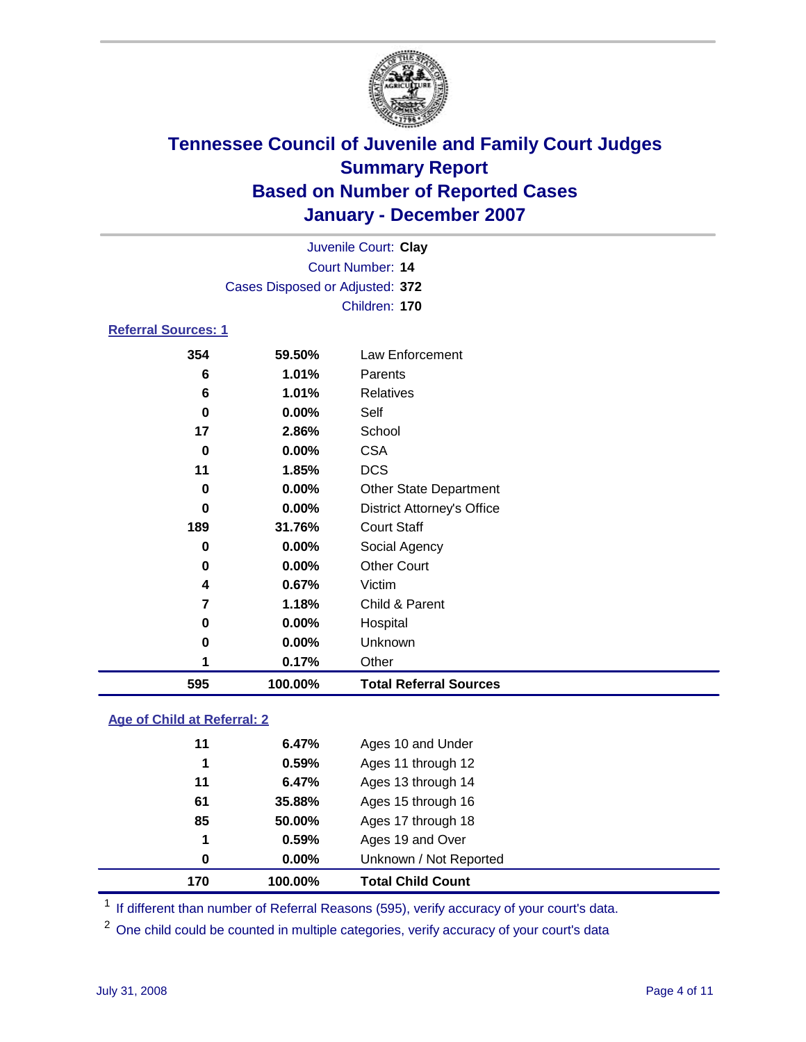# Tennessee Council of Juvenile and Family Court Judges
## Summary Report
## Based on Number of Reported Cases
## January - December 2007

Juvenile Court: **Clay**
Court Number: **14**
Cases Disposed or Adjusted: **372**
Children: **170**

### Referral Sources: 1

| | | |
|---|---|---|
| 354 | 59.50% | Law Enforcement |
| 6 | 1.01% | Parents |
| 6 | 1.01% | Relatives |
| 0 | 0.00% | Self |
| 17 | 2.86% | School |
| 0 | 0.00% | CSA |
| 11 | 1.85% | DCS |
| 0 | 0.00% | Other State Department |
| 0 | 0.00% | District Attorney's Office |
| 189 | 31.76% | Court Staff |
| 0 | 0.00% | Social Agency |
| 0 | 0.00% | Other Court |
| 4 | 0.67% | Victim |
| 7 | 1.18% | Child & Parent |
| 0 | 0.00% | Hospital |
| 0 | 0.00% | Unknown |
| 1 | 0.17% | Other |
| **595** | **100.00%** | **Total Referral Sources** |

### Age of Child at Referral: 2

| | | |
|---|---|---|
| 11 | 6.47% | Ages 10 and Under |
| 1 | 0.59% | Ages 11 through 12 |
| 11 | 6.47% | Ages 13 through 14 |
| 61 | 35.88% | Ages 15 through 16 |
| 85 | 50.00% | Ages 17 through 18 |
| 1 | 0.59% | Ages 19 and Over |
| 0 | 0.00% | Unknown / Not Reported |
| **170** | **100.00%** | **Total Child Count** |

[1] If different than number of Referral Reasons (595), verify accuracy of your court's data.

[2] One child could be counted in multiple categories, verify accuracy of your court's data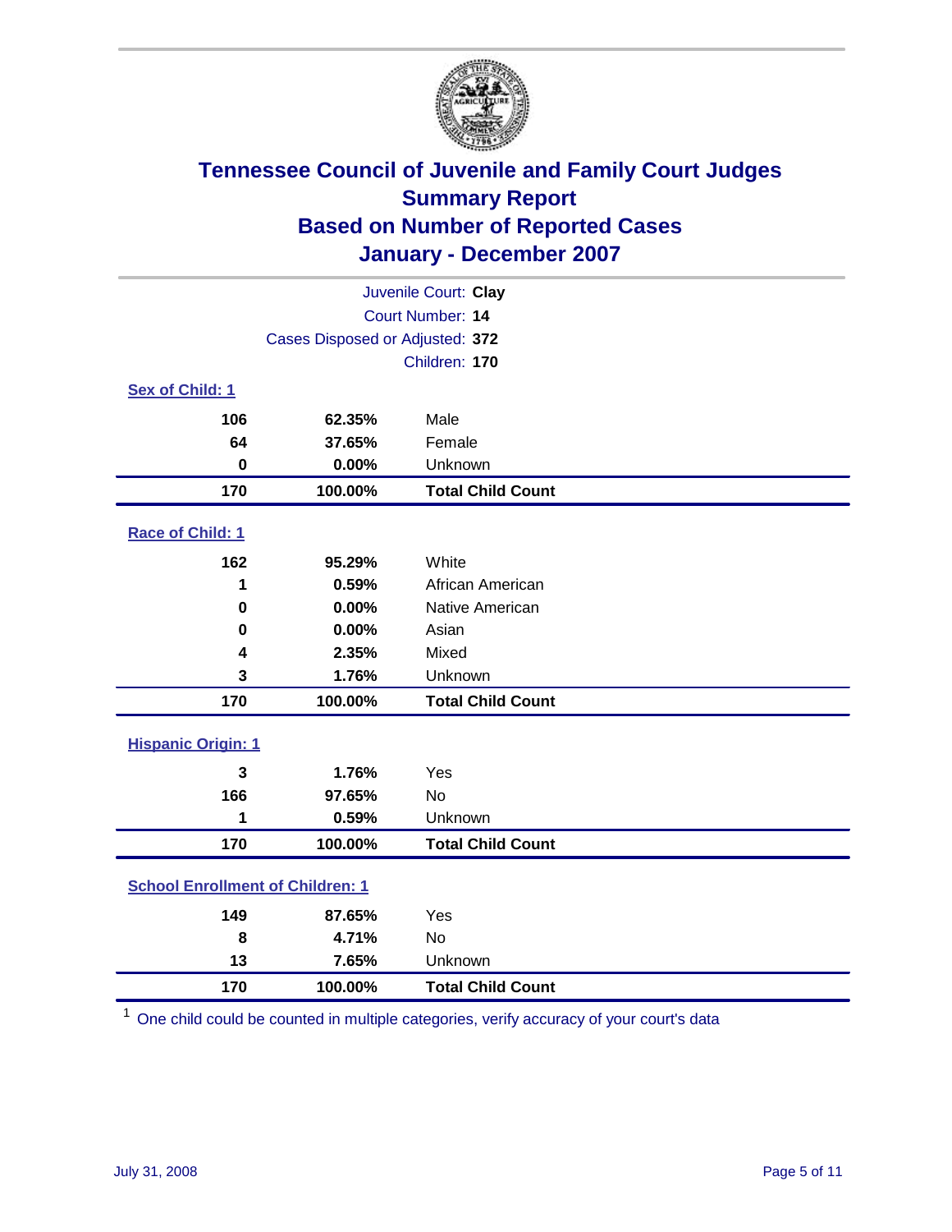# Tennessee Council of Juvenile and Family Court Judges
## Summary Report
## Based on Number of Reported Cases
## January - December 2007

Juvenile Court: **Clay**
Court Number: **14**
Cases Disposed or Adjusted: **372**
Children: **170**

### Sex of Child: 1

| Count | Percent | Category |
|---|---|---|
| 106 | 62.35% | Male |
| 64 | 37.65% | Female |
| 0 | 0.00% | Unknown |
| **170** | **100.00%** | **Total Child Count** |

### Race of Child: 1

| Count | Percent | Category |
|---|---|---|
| 162 | 95.29% | White |
| 1 | 0.59% | African American |
| 0 | 0.00% | Native American |
| 0 | 0.00% | Asian |
| 4 | 2.35% | Mixed |
| 3 | 1.76% | Unknown |
| **170** | **100.00%** | **Total Child Count** |

### Hispanic Origin: 1

| Count | Percent | Category |
|---|---|---|
| 3 | 1.76% | Yes |
| 166 | 97.65% | No |
| 1 | 0.59% | Unknown |
| **170** | **100.00%** | **Total Child Count** |

### School Enrollment of Children: 1

| Count | Percent | Category |
|---|---|---|
| 149 | 87.65% | Yes |
| 8 | 4.71% | No |
| 13 | 7.65% | Unknown |
| **170** | **100.00%** | **Total Child Count** |

[1] One child could be counted in multiple categories, verify accuracy of your court's data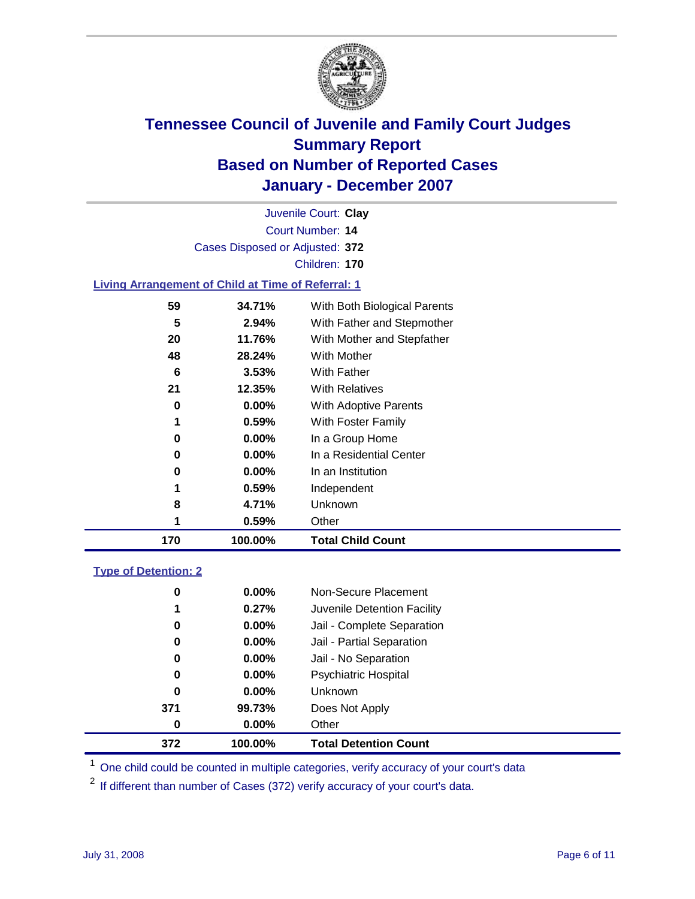# Tennessee Council of Juvenile and Family Court Judges
## Summary Report
## Based on Number of Reported Cases
## January - December 2007

Juvenile Court: **Clay**
Court Number: **14**
Cases Disposed or Adjusted: **372**
Children: **170**

### Living Arrangement of Child at Time of Referral: 1

| | | |
|---|---|---|
| 59 | 34.71% | With Both Biological Parents |
| 5 | 2.94% | With Father and Stepmother |
| 20 | 11.76% | With Mother and Stepfather |
| 48 | 28.24% | With Mother |
| 6 | 3.53% | With Father |
| 21 | 12.35% | With Relatives |
| 0 | 0.00% | With Adoptive Parents |
| 1 | 0.59% | With Foster Family |
| 0 | 0.00% | In a Group Home |
| 0 | 0.00% | In a Residential Center |
| 0 | 0.00% | In an Institution |
| 1 | 0.59% | Independent |
| 8 | 4.71% | Unknown |
| 1 | 0.59% | Other |
| **170** | **100.00%** | **Total Child Count** |

### Type of Detention: 2

| | | |
|---|---|---|
| 0 | 0.00% | Non-Secure Placement |
| 1 | 0.27% | Juvenile Detention Facility |
| 0 | 0.00% | Jail - Complete Separation |
| 0 | 0.00% | Jail - Partial Separation |
| 0 | 0.00% | Jail - No Separation |
| 0 | 0.00% | Psychiatric Hospital |
| 0 | 0.00% | Unknown |
| 371 | 99.73% | Does Not Apply |
| 0 | 0.00% | Other |
| **372** | **100.00%** | **Total Detention Count** |

[1] One child could be counted in multiple categories, verify accuracy of your court's data

[2] If different than number of Cases (372) verify accuracy of your court's data.

July 31, 2008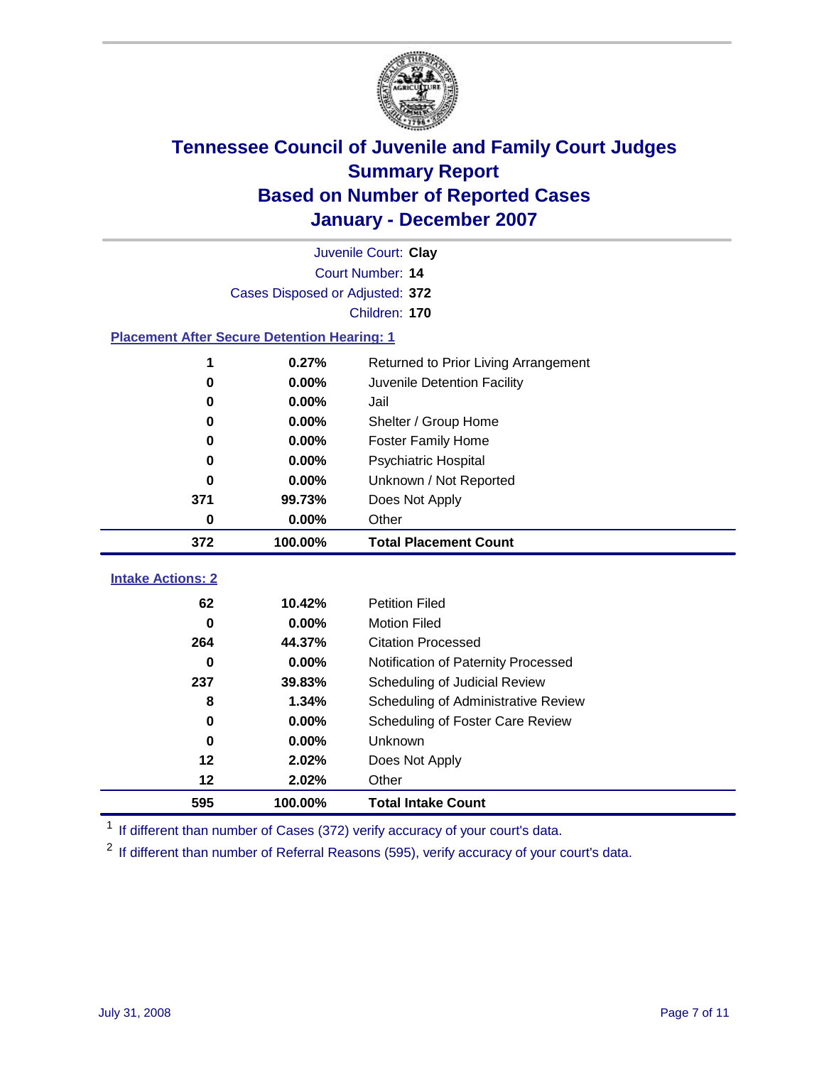# Tennessee Council of Juvenile and Family Court Judges
## Summary Report
## Based on Number of Reported Cases
## January - December 2007

Juvenile Court: **Clay**
Court Number: **14**
Cases Disposed or Adjusted: **372**
Children: **170**

### Placement After Secure Detention Hearing: 1

| | | |
|---|---|---|
| 1 | 0.27% | Returned to Prior Living Arrangement |
| 0 | 0.00% | Juvenile Detention Facility |
| 0 | 0.00% | Jail |
| 0 | 0.00% | Shelter / Group Home |
| 0 | 0.00% | Foster Family Home |
| 0 | 0.00% | Psychiatric Hospital |
| 0 | 0.00% | Unknown / Not Reported |
| 371 | 99.73% | Does Not Apply |
| 0 | 0.00% | Other |
| **372** | **100.00%** | **Total Placement Count** |

### Intake Actions: 2

| | | |
|---|---|---|
| 62 | 10.42% | Petition Filed |
| 0 | 0.00% | Motion Filed |
| 264 | 44.37% | Citation Processed |
| 0 | 0.00% | Notification of Paternity Processed |
| 237 | 39.83% | Scheduling of Judicial Review |
| 8 | 1.34% | Scheduling of Administrative Review |
| 0 | 0.00% | Scheduling of Foster Care Review |
| 0 | 0.00% | Unknown |
| 12 | 2.02% | Does Not Apply |
| 12 | 2.02% | Other |
| **595** | **100.00%** | **Total Intake Count** |

[1] If different than number of Cases (372) verify accuracy of your court's data.

[2] If different than number of Referral Reasons (595), verify accuracy of your court's data.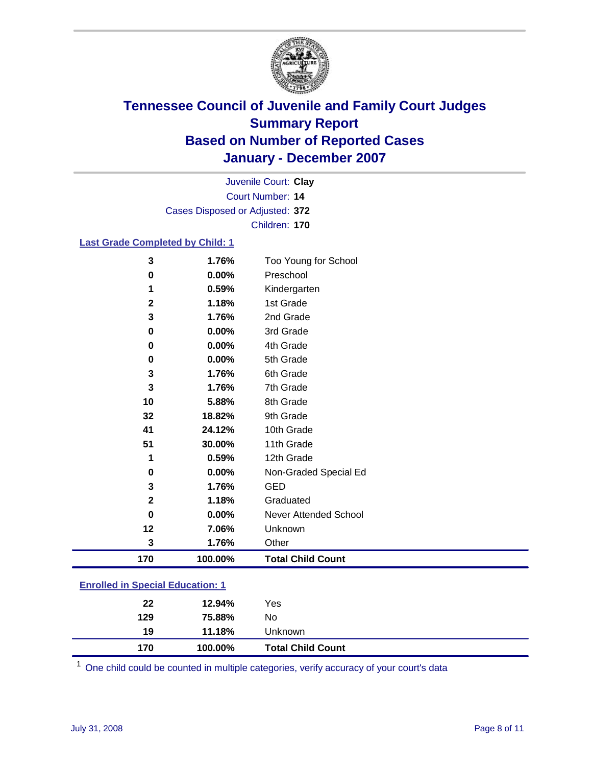# Tennessee Council of Juvenile and Family Court Judges
## Summary Report
## Based on Number of Reported Cases
## January - December 2007

Juvenile Court: **Clay**
Court Number: **14**
Cases Disposed or Adjusted: **372**
Children: **170**

### Last Grade Completed by Child: 1

| | | |
|---|---|---|
| 3 | 1.76% | Too Young for School |
| 0 | 0.00% | Preschool |
| 1 | 0.59% | Kindergarten |
| 2 | 1.18% | 1st Grade |
| 3 | 1.76% | 2nd Grade |
| 0 | 0.00% | 3rd Grade |
| 0 | 0.00% | 4th Grade |
| 0 | 0.00% | 5th Grade |
| 3 | 1.76% | 6th Grade |
| 3 | 1.76% | 7th Grade |
| 10 | 5.88% | 8th Grade |
| 32 | 18.82% | 9th Grade |
| 41 | 24.12% | 10th Grade |
| 51 | 30.00% | 11th Grade |
| 1 | 0.59% | 12th Grade |
| 0 | 0.00% | Non-Graded Special Ed |
| 3 | 1.76% | GED |
| 2 | 1.18% | Graduated |
| 0 | 0.00% | Never Attended School |
| 12 | 7.06% | Unknown |
| 3 | 1.76% | Other |
| **170** | **100.00%** | **Total Child Count** |

### Enrolled in Special Education: 1

| | | |
|---|---|---|
| 22 | 12.94% | Yes |
| 129 | 75.88% | No |
| 19 | 11.18% | Unknown |
| **170** | **100.00%** | **Total Child Count** |

[1] One child could be counted in multiple categories, verify accuracy of your court's data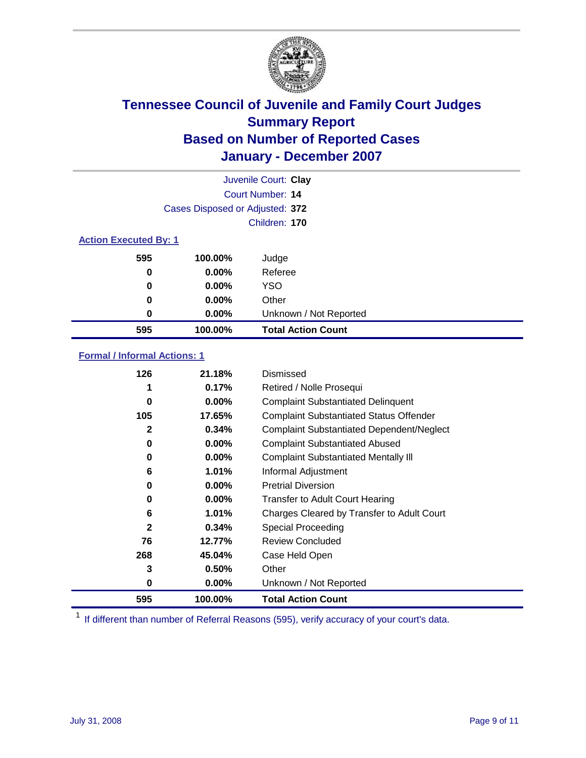# Tennessee Council of Juvenile and Family Court Judges
## Summary Report
## Based on Number of Reported Cases
## January - December 2007

Juvenile Court: **Clay**
Court Number: **14**
Cases Disposed or Adjusted: **372**
Children: **170**

### Action Executed By: 1

| | | |
|---|---|---|
| 595 | 100.00% | Judge |
| 0 | 0.00% | Referee |
| 0 | 0.00% | YSO |
| 0 | 0.00% | Other |
| 0 | 0.00% | Unknown / Not Reported |
| **595** | **100.00%** | **Total Action Count** |

### Formal / Informal Actions: 1

| | | |
|---|---|---|
| 126 | 21.18% | Dismissed |
| 1 | 0.17% | Retired / Nolle Prosequi |
| 0 | 0.00% | Complaint Substantiated Delinquent |
| 105 | 17.65% | Complaint Substantiated Status Offender |
| 2 | 0.34% | Complaint Substantiated Dependent/Neglect |
| 0 | 0.00% | Complaint Substantiated Abused |
| 0 | 0.00% | Complaint Substantiated Mentally Ill |
| 6 | 1.01% | Informal Adjustment |
| 0 | 0.00% | Pretrial Diversion |
| 0 | 0.00% | Transfer to Adult Court Hearing |
| 6 | 1.01% | Charges Cleared by Transfer to Adult Court |
| 2 | 0.34% | Special Proceeding |
| 76 | 12.77% | Review Concluded |
| 268 | 45.04% | Case Held Open |
| 3 | 0.50% | Other |
| 0 | 0.00% | Unknown / Not Reported |
| **595** | **100.00%** | **Total Action Count** |

[1] If different than number of Referral Reasons (595), verify accuracy of your court's data.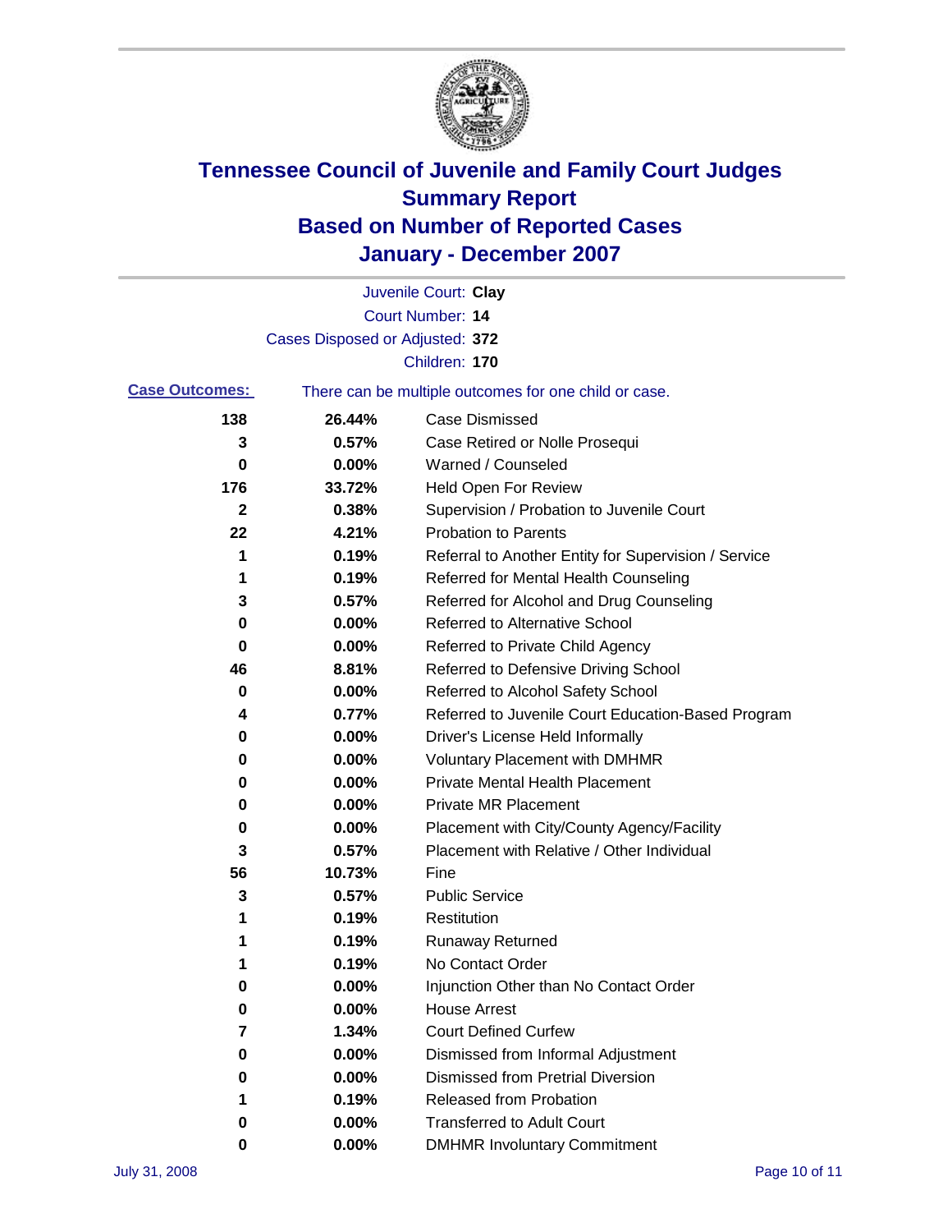# Tennessee Council of Juvenile and Family Court Judges
## Summary Report
## Based on Number of Reported Cases
## January - December 2007

Juvenile Court: **Clay**
Court Number: **14**
Cases Disposed or Adjusted: **372**
Children: **170**

**Case Outcomes:** There can be multiple outcomes for one child or case.

| Count | Percent | Outcome |
|---|---|---|
| 138 | 26.44% | Case Dismissed |
| 3 | 0.57% | Case Retired or Nolle Prosequi |
| 0 | 0.00% | Warned / Counseled |
| 176 | 33.72% | Held Open For Review |
| 2 | 0.38% | Supervision / Probation to Juvenile Court |
| 22 | 4.21% | Probation to Parents |
| 1 | 0.19% | Referral to Another Entity for Supervision / Service |
| 1 | 0.19% | Referred for Mental Health Counseling |
| 3 | 0.57% | Referred for Alcohol and Drug Counseling |
| 0 | 0.00% | Referred to Alternative School |
| 0 | 0.00% | Referred to Private Child Agency |
| 46 | 8.81% | Referred to Defensive Driving School |
| 0 | 0.00% | Referred to Alcohol Safety School |
| 4 | 0.77% | Referred to Juvenile Court Education-Based Program |
| 0 | 0.00% | Driver's License Held Informally |
| 0 | 0.00% | Voluntary Placement with DMHMR |
| 0 | 0.00% | Private Mental Health Placement |
| 0 | 0.00% | Private MR Placement |
| 0 | 0.00% | Placement with City/County Agency/Facility |
| 3 | 0.57% | Placement with Relative / Other Individual |
| 56 | 10.73% | Fine |
| 3 | 0.57% | Public Service |
| 1 | 0.19% | Restitution |
| 1 | 0.19% | Runaway Returned |
| 1 | 0.19% | No Contact Order |
| 0 | 0.00% | Injunction Other than No Contact Order |
| 0 | 0.00% | House Arrest |
| 7 | 1.34% | Court Defined Curfew |
| 0 | 0.00% | Dismissed from Informal Adjustment |
| 0 | 0.00% | Dismissed from Pretrial Diversion |
| 1 | 0.19% | Released from Probation |
| 0 | 0.00% | Transferred to Adult Court |
| 0 | 0.00% | DMHMR Involuntary Commitment |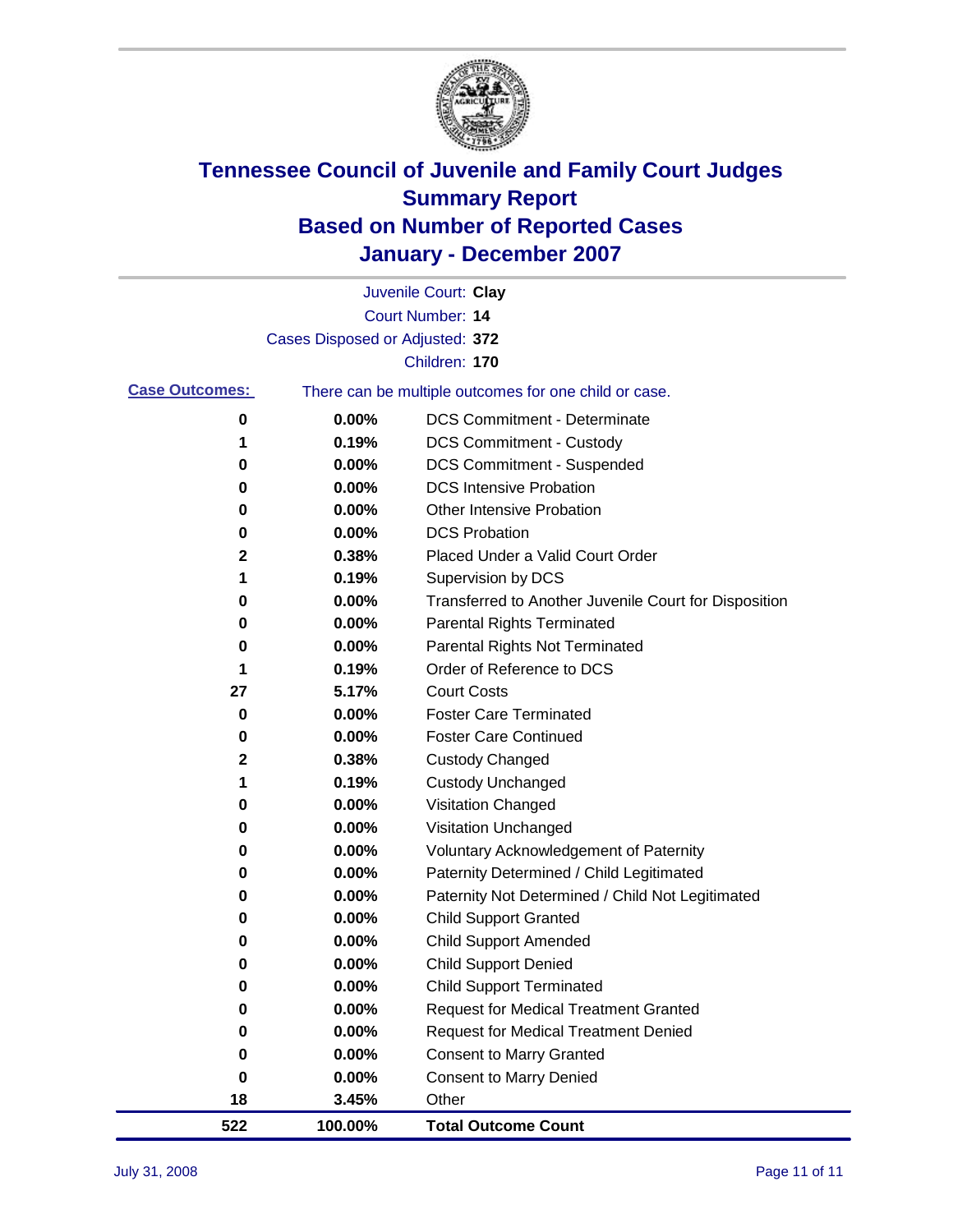# Tennessee Council of Juvenile and Family Court Judges
# Summary Report
# Based on Number of Reported Cases
# January - December 2007

Juvenile Court: **Clay**
Court Number: **14**
Cases Disposed or Adjusted: **372**
Children: **170**

**Case Outcomes:** There can be multiple outcomes for one child or case.

| | | |
|---|---|---|
| 0 | 0.00% | DCS Commitment - Determinate |
| 1 | 0.19% | DCS Commitment - Custody |
| 0 | 0.00% | DCS Commitment - Suspended |
| 0 | 0.00% | DCS Intensive Probation |
| 0 | 0.00% | Other Intensive Probation |
| 0 | 0.00% | DCS Probation |
| 2 | 0.38% | Placed Under a Valid Court Order |
| 1 | 0.19% | Supervision by DCS |
| 0 | 0.00% | Transferred to Another Juvenile Court for Disposition |
| 0 | 0.00% | Parental Rights Terminated |
| 0 | 0.00% | Parental Rights Not Terminated |
| 1 | 0.19% | Order of Reference to DCS |
| 27 | 5.17% | Court Costs |
| 0 | 0.00% | Foster Care Terminated |
| 0 | 0.00% | Foster Care Continued |
| 2 | 0.38% | Custody Changed |
| 1 | 0.19% | Custody Unchanged |
| 0 | 0.00% | Visitation Changed |
| 0 | 0.00% | Visitation Unchanged |
| 0 | 0.00% | Voluntary Acknowledgement of Paternity |
| 0 | 0.00% | Paternity Determined / Child Legitimated |
| 0 | 0.00% | Paternity Not Determined / Child Not Legitimated |
| 0 | 0.00% | Child Support Granted |
| 0 | 0.00% | Child Support Amended |
| 0 | 0.00% | Child Support Denied |
| 0 | 0.00% | Child Support Terminated |
| 0 | 0.00% | Request for Medical Treatment Granted |
| 0 | 0.00% | Request for Medical Treatment Denied |
| 0 | 0.00% | Consent to Marry Granted |
| 0 | 0.00% | Consent to Marry Denied |
| 18 | 3.45% | Other |
| **522** | **100.00%** | **Total Outcome Count** |

July 31, 2008